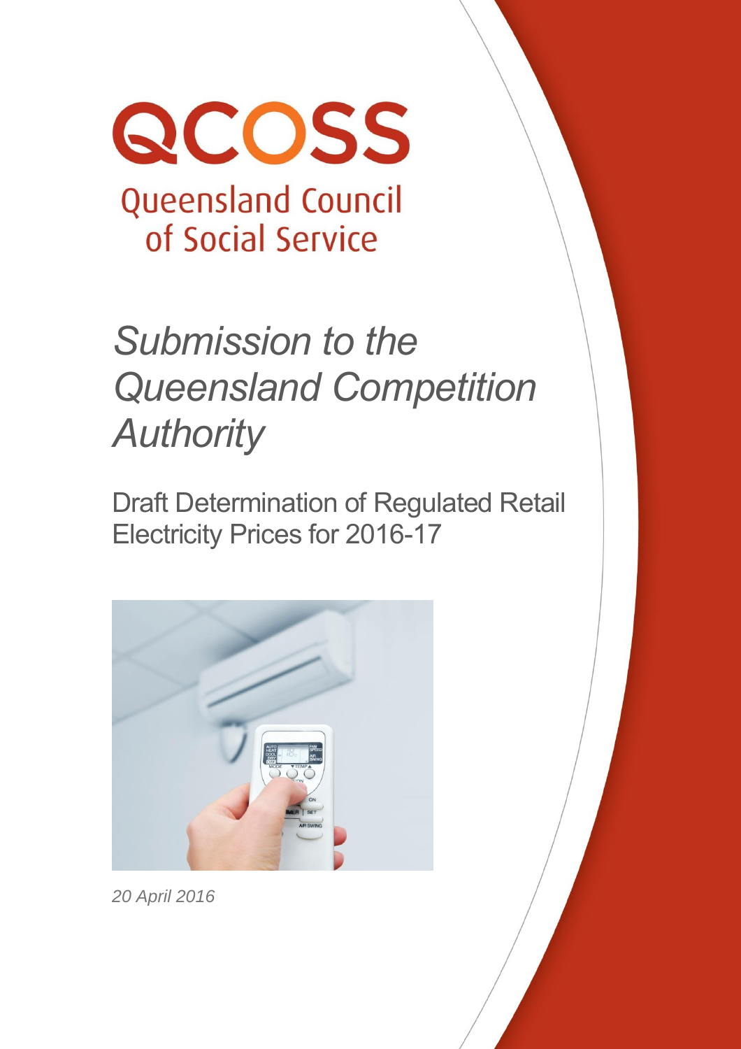QCOSS

Queensland Council of Social Service

# *Submission to the Queensland Competition Authority*

## Draft Determination of Regulated Retail Electricity Prices for 2016-17

*20 April 2016*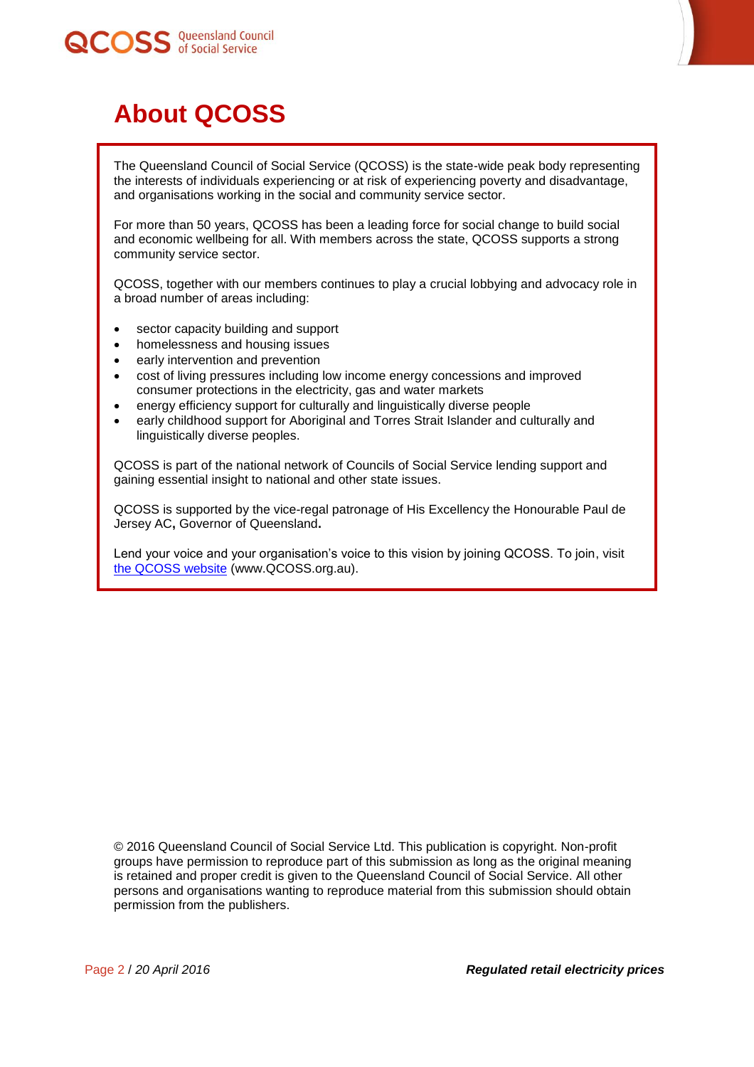# About QCOSS

The Queensland Council of Social Service (QCOSS) is the state-wide peak body representing the interests of individuals experiencing or at risk of experiencing poverty and disadvantage, and organisations working in the social and community service sector.

For more than 50 years, QCOSS has been a leading force for social change to build social and economic wellbeing for all. With members across the state, QCOSS supports a strong community service sector.

QCOSS, together with our members continues to play a crucial lobbying and advocacy role in a broad number of areas including:

- sector capacity building and support
- homelessness and housing issues
- early intervention and prevention
- cost of living pressures including low income energy concessions and improved consumer protections in the electricity, gas and water markets
- energy efficiency support for culturally and linguistically diverse people
- early childhood support for Aboriginal and Torres Strait Islander and culturally and linguistically diverse peoples.

QCOSS is part of the national network of Councils of Social Service lending support and gaining essential insight to national and other state issues.

QCOSS is supported by the vice-regal patronage of His Excellency the Honourable Paul de Jersey AC**,** Governor of Queensland**.**

Lend your voice and your organisation's voice to this vision by joining QCOSS. To join, visit [the QCOSS website](http://www.QCOSS.org.au) (www.QCOSS.org.au).

© 2016 Queensland Council of Social Service Ltd. This publication is copyright. Non-profit groups have permission to reproduce part of this submission as long as the original meaning is retained and proper credit is given to the Queensland Council of Social Service. All other persons and organisations wanting to reproduce material from this submission should obtain permission from the publishers.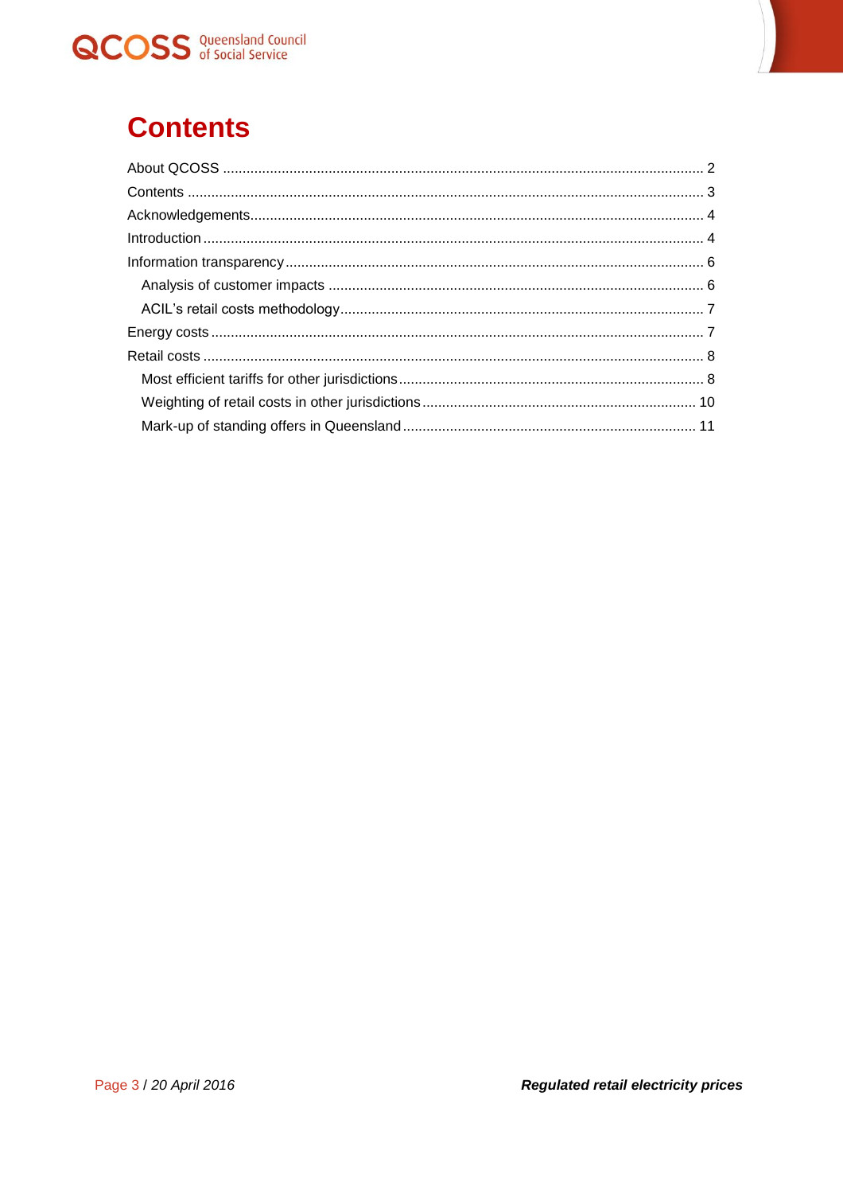# Contents

About QCOSS ........................................................................................................................ 2
Contents .................................................................................................................................. 3
Acknowledgements.................................................................................................................. 4
Introduction .............................................................................................................................. 4
Information transparency ......................................................................................................... 6
  Analysis of customer impacts ............................................................................................... 6
  ACIL's retail costs methodology ............................................................................................ 7
Energy costs ............................................................................................................................ 7
Retail costs .............................................................................................................................. 8
  Most efficient tariffs for other jurisdictions ............................................................................. 8
  Weighting of retail costs in other jurisdictions ..................................................................... 10
  Mark-up of standing offers in Queensland .......................................................................... 11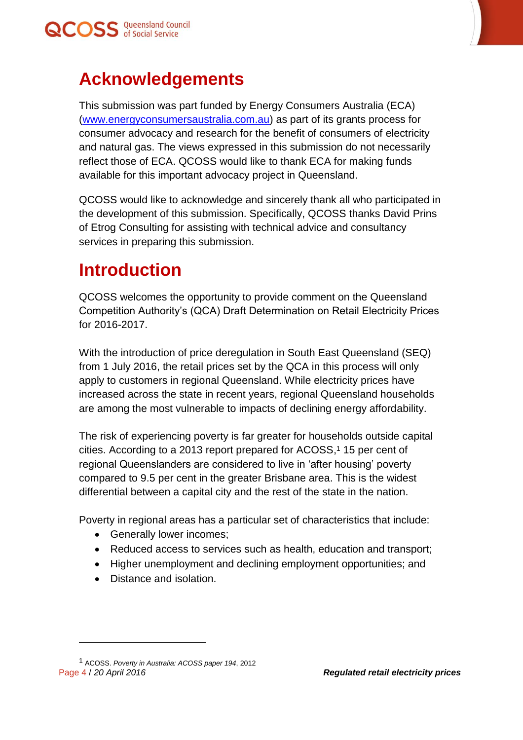# Acknowledgements

This submission was part funded by Energy Consumers Australia (ECA) (www.energyconsumersaustralia.com.au) as part of its grants process for consumer advocacy and research for the benefit of consumers of electricity and natural gas. The views expressed in this submission do not necessarily reflect those of ECA. QCOSS would like to thank ECA for making funds available for this important advocacy project in Queensland.

QCOSS would like to acknowledge and sincerely thank all who participated in the development of this submission. Specifically, QCOSS thanks David Prins of Etrog Consulting for assisting with technical advice and consultancy services in preparing this submission.

# Introduction

QCOSS welcomes the opportunity to provide comment on the Queensland Competition Authority's (QCA) Draft Determination on Retail Electricity Prices for 2016-2017.

With the introduction of price deregulation in South East Queensland (SEQ) from 1 July 2016, the retail prices set by the QCA in this process will only apply to customers in regional Queensland. While electricity prices have increased across the state in recent years, regional Queensland households are among the most vulnerable to impacts of declining energy affordability.

The risk of experiencing poverty is far greater for households outside capital cities. According to a 2013 report prepared for ACOSS,[1] 15 per cent of regional Queenslanders are considered to live in 'after housing' poverty compared to 9.5 per cent in the greater Brisbane area. This is the widest differential between a capital city and the rest of the state in the nation.

Poverty in regional areas has a particular set of characteristics that include:

- Generally lower incomes;
- Reduced access to services such as health, education and transport;
- Higher unemployment and declining employment opportunities; and
- Distance and isolation.

[1] ACOSS. *Poverty in Australia: ACOSS paper 194*, 2012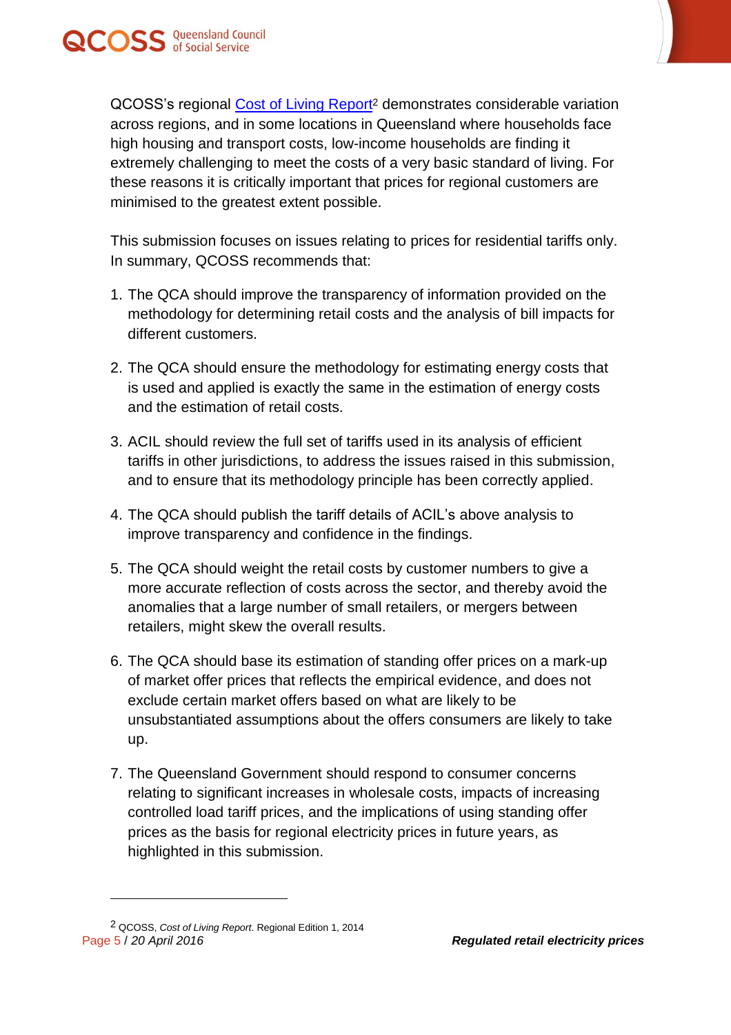QCOSS's regional Cost of Living Report[2] demonstrates considerable variation across regions, and in some locations in Queensland where households face high housing and transport costs, low-income households are finding it extremely challenging to meet the costs of a very basic standard of living. For these reasons it is critically important that prices for regional customers are minimised to the greatest extent possible.

This submission focuses on issues relating to prices for residential tariffs only. In summary, QCOSS recommends that:

1. The QCA should improve the transparency of information provided on the methodology for determining retail costs and the analysis of bill impacts for different customers.

2. The QCA should ensure the methodology for estimating energy costs that is used and applied is exactly the same in the estimation of energy costs and the estimation of retail costs.

3. ACIL should review the full set of tariffs used in its analysis of efficient tariffs in other jurisdictions, to address the issues raised in this submission, and to ensure that its methodology principle has been correctly applied.

4. The QCA should publish the tariff details of ACIL's above analysis to improve transparency and confidence in the findings.

5. The QCA should weight the retail costs by customer numbers to give a more accurate reflection of costs across the sector, and thereby avoid the anomalies that a large number of small retailers, or mergers between retailers, might skew the overall results.

6. The QCA should base its estimation of standing offer prices on a mark-up of market offer prices that reflects the empirical evidence, and does not exclude certain market offers based on what are likely to be unsubstantiated assumptions about the offers consumers are likely to take up.

7. The Queensland Government should respond to consumer concerns relating to significant increases in wholesale costs, impacts of increasing controlled load tariff prices, and the implications of using standing offer prices as the basis for regional electricity prices in future years, as highlighted in this submission.

[2] QCOSS, *Cost of Living Report*. Regional Edition 1, 2014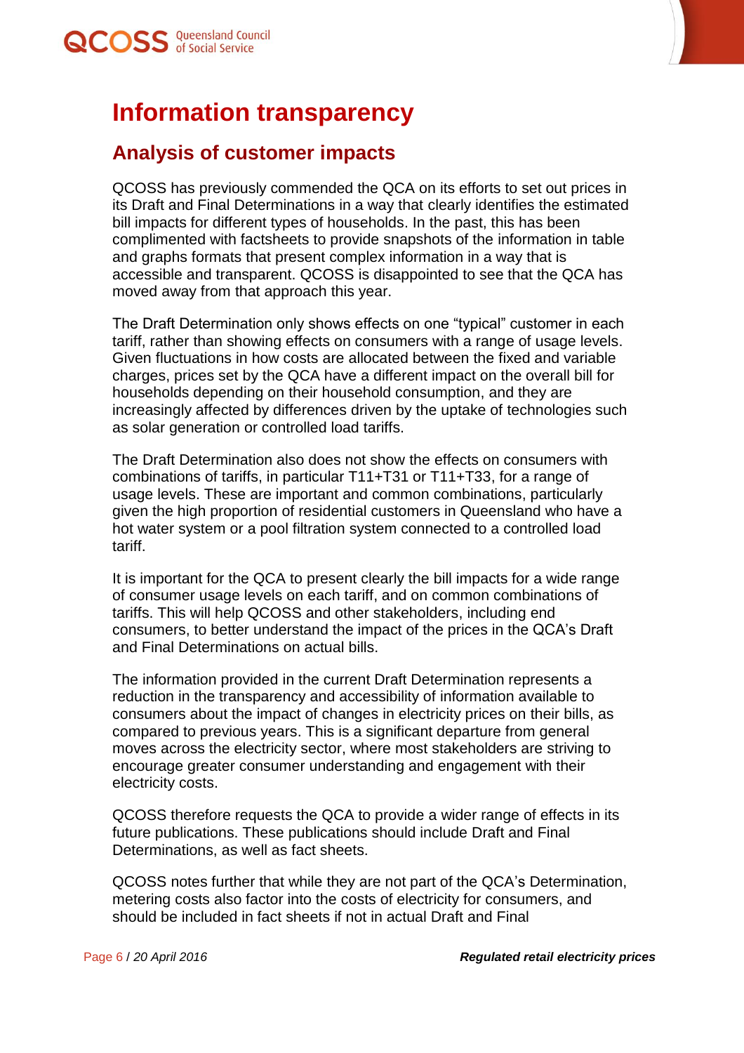# Information transparency

## Analysis of customer impacts

QCOSS has previously commended the QCA on its efforts to set out prices in its Draft and Final Determinations in a way that clearly identifies the estimated bill impacts for different types of households. In the past, this has been complimented with factsheets to provide snapshots of the information in table and graphs formats that present complex information in a way that is accessible and transparent. QCOSS is disappointed to see that the QCA has moved away from that approach this year.

The Draft Determination only shows effects on one "typical" customer in each tariff, rather than showing effects on consumers with a range of usage levels. Given fluctuations in how costs are allocated between the fixed and variable charges, prices set by the QCA have a different impact on the overall bill for households depending on their household consumption, and they are increasingly affected by differences driven by the uptake of technologies such as solar generation or controlled load tariffs.

The Draft Determination also does not show the effects on consumers with combinations of tariffs, in particular T11+T31 or T11+T33, for a range of usage levels. These are important and common combinations, particularly given the high proportion of residential customers in Queensland who have a hot water system or a pool filtration system connected to a controlled load tariff.

It is important for the QCA to present clearly the bill impacts for a wide range of consumer usage levels on each tariff, and on common combinations of tariffs. This will help QCOSS and other stakeholders, including end consumers, to better understand the impact of the prices in the QCA's Draft and Final Determinations on actual bills.

The information provided in the current Draft Determination represents a reduction in the transparency and accessibility of information available to consumers about the impact of changes in electricity prices on their bills, as compared to previous years. This is a significant departure from general moves across the electricity sector, where most stakeholders are striving to encourage greater consumer understanding and engagement with their electricity costs.

QCOSS therefore requests the QCA to provide a wider range of effects in its future publications. These publications should include Draft and Final Determinations, as well as fact sheets.

QCOSS notes further that while they are not part of the QCA's Determination, metering costs also factor into the costs of electricity for consumers, and should be included in fact sheets if not in actual Draft and Final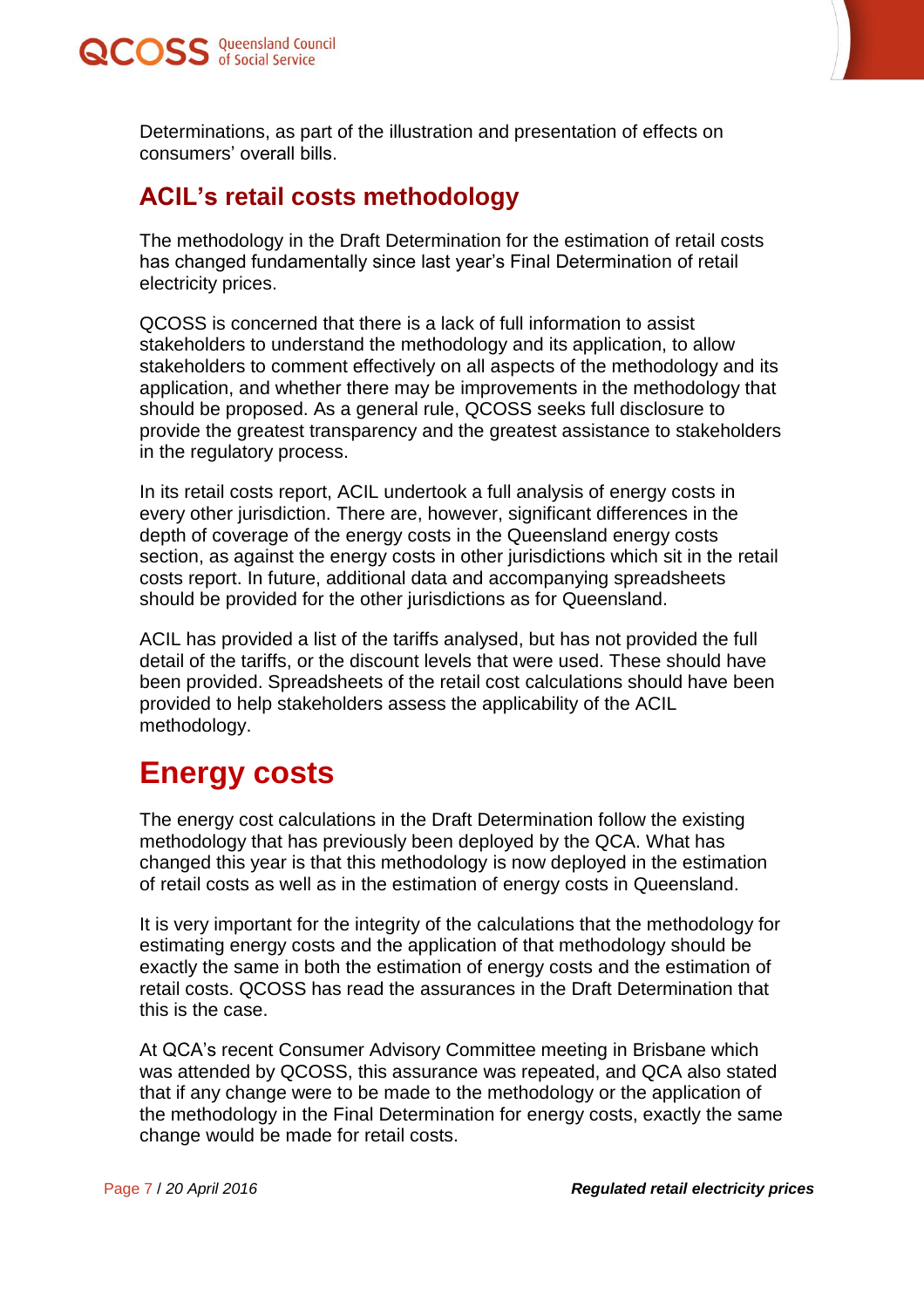Determinations, as part of the illustration and presentation of effects on consumers' overall bills.

## ACIL's retail costs methodology

The methodology in the Draft Determination for the estimation of retail costs has changed fundamentally since last year's Final Determination of retail electricity prices.

QCOSS is concerned that there is a lack of full information to assist stakeholders to understand the methodology and its application, to allow stakeholders to comment effectively on all aspects of the methodology and its application, and whether there may be improvements in the methodology that should be proposed. As a general rule, QCOSS seeks full disclosure to provide the greatest transparency and the greatest assistance to stakeholders in the regulatory process.

In its retail costs report, ACIL undertook a full analysis of energy costs in every other jurisdiction. There are, however, significant differences in the depth of coverage of the energy costs in the Queensland energy costs section, as against the energy costs in other jurisdictions which sit in the retail costs report. In future, additional data and accompanying spreadsheets should be provided for the other jurisdictions as for Queensland.

ACIL has provided a list of the tariffs analysed, but has not provided the full detail of the tariffs, or the discount levels that were used. These should have been provided. Spreadsheets of the retail cost calculations should have been provided to help stakeholders assess the applicability of the ACIL methodology.

# Energy costs

The energy cost calculations in the Draft Determination follow the existing methodology that has previously been deployed by the QCA. What has changed this year is that this methodology is now deployed in the estimation of retail costs as well as in the estimation of energy costs in Queensland.

It is very important for the integrity of the calculations that the methodology for estimating energy costs and the application of that methodology should be exactly the same in both the estimation of energy costs and the estimation of retail costs. QCOSS has read the assurances in the Draft Determination that this is the case.

At QCA's recent Consumer Advisory Committee meeting in Brisbane which was attended by QCOSS, this assurance was repeated, and QCA also stated that if any change were to be made to the methodology or the application of the methodology in the Final Determination for energy costs, exactly the same change would be made for retail costs.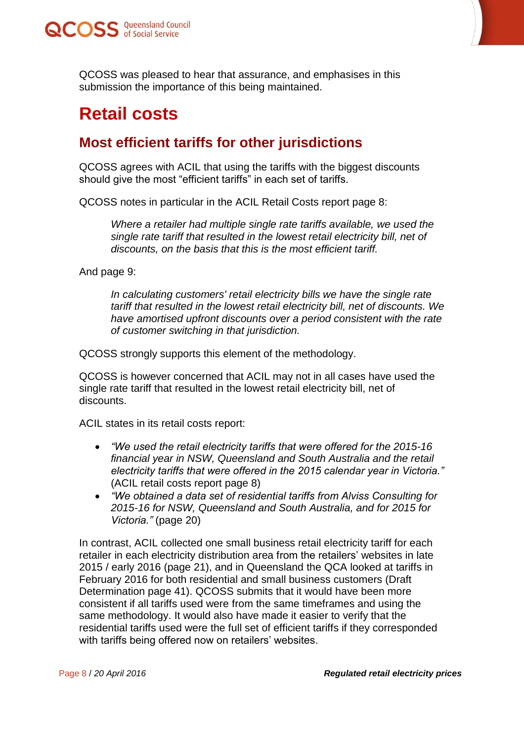QCOSS was pleased to hear that assurance, and emphasises in this submission the importance of this being maintained.

# Retail costs

## Most efficient tariffs for other jurisdictions

QCOSS agrees with ACIL that using the tariffs with the biggest discounts should give the most “efficient tariffs” in each set of tariffs.

QCOSS notes in particular in the ACIL Retail Costs report page 8:

> *Where a retailer had multiple single rate tariffs available, we used the single rate tariff that resulted in the lowest retail electricity bill, net of discounts, on the basis that this is the most efficient tariff.*

And page 9:

> *In calculating customers' retail electricity bills we have the single rate tariff that resulted in the lowest retail electricity bill, net of discounts. We have amortised upfront discounts over a period consistent with the rate of customer switching in that jurisdiction.*

QCOSS strongly supports this element of the methodology.

QCOSS is however concerned that ACIL may not in all cases have used the single rate tariff that resulted in the lowest retail electricity bill, net of discounts.

ACIL states in its retail costs report:

- *“We used the retail electricity tariffs that were offered for the 2015-16 financial year in NSW, Queensland and South Australia and the retail electricity tariffs that were offered in the 2015 calendar year in Victoria.”* (ACIL retail costs report page 8)
- *“We obtained a data set of residential tariffs from Alviss Consulting for 2015-16 for NSW, Queensland and South Australia, and for 2015 for Victoria.”* (page 20)

In contrast, ACIL collected one small business retail electricity tariff for each retailer in each electricity distribution area from the retailers’ websites in late 2015 / early 2016 (page 21), and in Queensland the QCA looked at tariffs in February 2016 for both residential and small business customers (Draft Determination page 41). QCOSS submits that it would have been more consistent if all tariffs used were from the same timeframes and using the same methodology. It would also have made it easier to verify that the residential tariffs used were the full set of efficient tariffs if they corresponded with tariffs being offered now on retailers’ websites.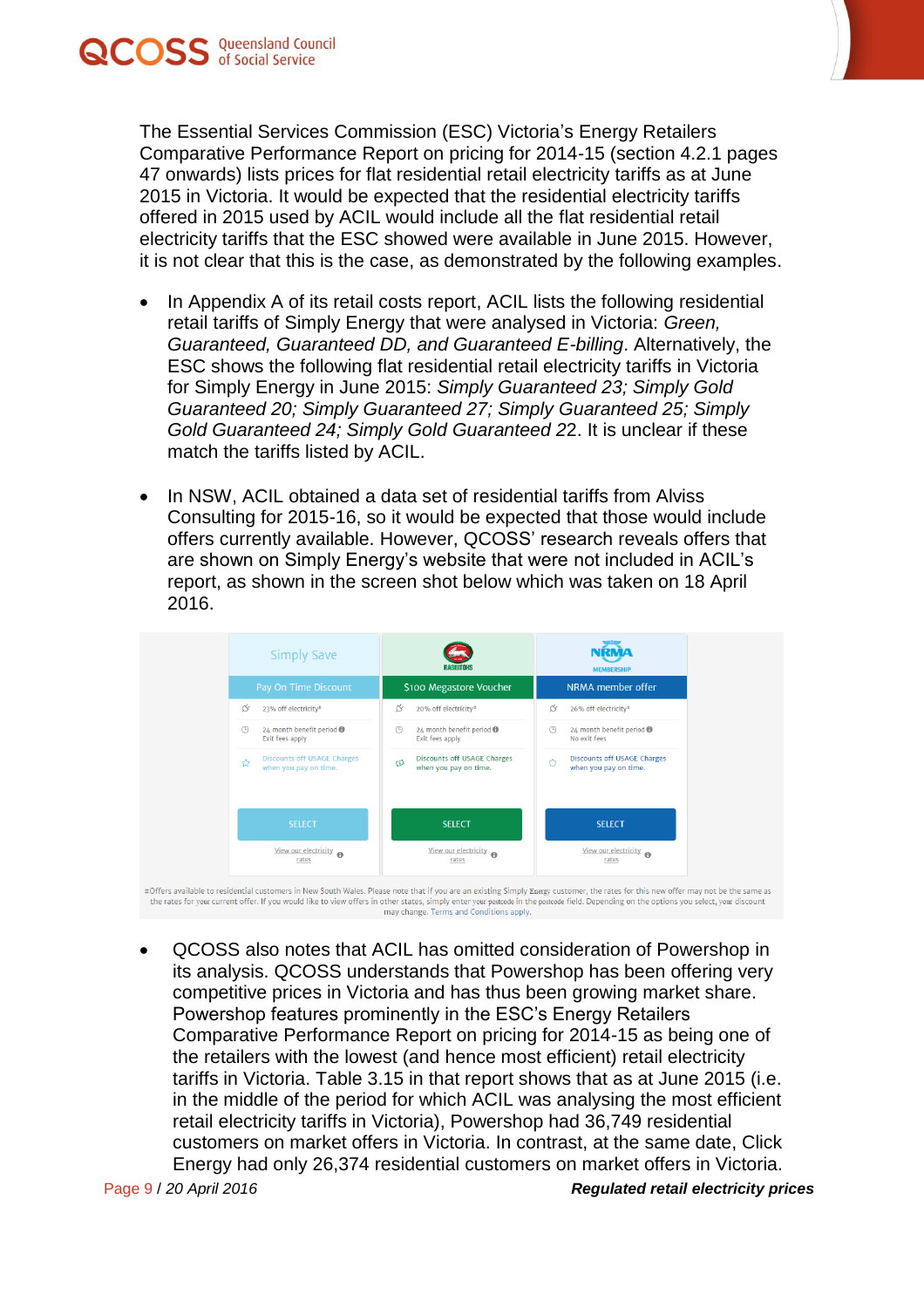The Essential Services Commission (ESC) Victoria's Energy Retailers Comparative Performance Report on pricing for 2014-15 (section 4.2.1 pages 47 onwards) lists prices for flat residential retail electricity tariffs as at June 2015 in Victoria. It would be expected that the residential electricity tariffs offered in 2015 used by ACIL would include all the flat residential retail electricity tariffs that the ESC showed were available in June 2015. However, it is not clear that this is the case, as demonstrated by the following examples.

- In Appendix A of its retail costs report, ACIL lists the following residential retail tariffs of Simply Energy that were analysed in Victoria: *Green, Guaranteed, Guaranteed DD, and Guaranteed E-billing*. Alternatively, the ESC shows the following flat residential retail electricity tariffs in Victoria for Simply Energy in June 2015: *Simply Guaranteed 23; Simply Gold Guaranteed 20; Simply Guaranteed 27; Simply Guaranteed 25; Simply Gold Guaranteed 24; Simply Gold Guaranteed 22*. It is unclear if these match the tariffs listed by ACIL.

- In NSW, ACIL obtained a data set of residential tariffs from Alviss Consulting for 2015-16, so it would be expected that those would include offers currently available. However, QCOSS' research reveals offers that are shown on Simply Energy's website that were not included in ACIL's report, as shown in the screen shot below which was taken on 18 April 2016.

- QCOSS also notes that ACIL has omitted consideration of Powershop in its analysis. QCOSS understands that Powershop has been offering very competitive prices in Victoria and has thus been growing market share. Powershop features prominently in the ESC's Energy Retailers Comparative Performance Report on pricing for 2014-15 as being one of the retailers with the lowest (and hence most efficient) retail electricity tariffs in Victoria. Table 3.15 in that report shows that as at June 2015 (i.e. in the middle of the period for which ACIL was analysing the most efficient retail electricity tariffs in Victoria), Powershop had 36,749 residential customers on market offers in Victoria. In contrast, at the same date, Click Energy had only 26,374 residential customers on market offers in Victoria.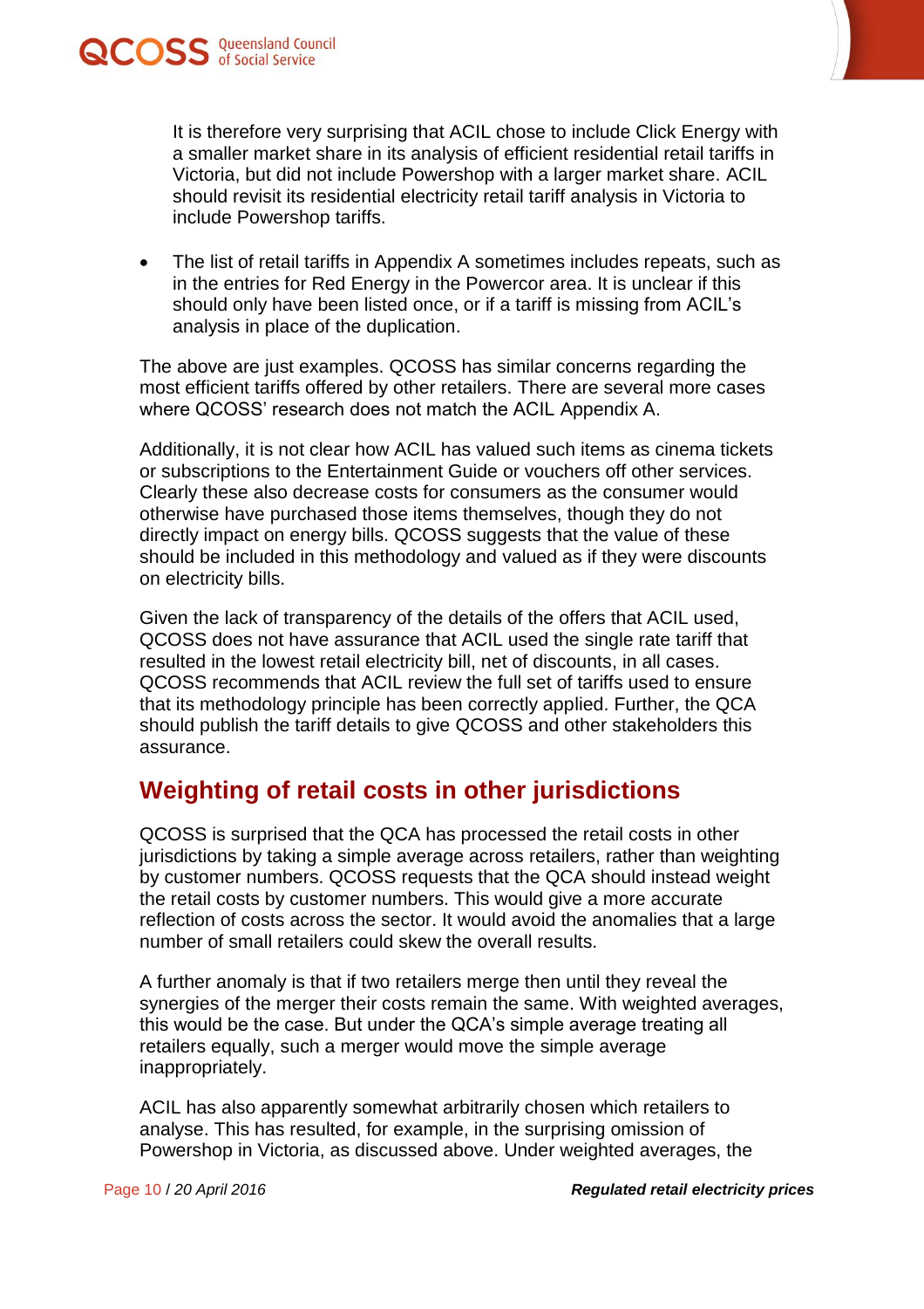It is therefore very surprising that ACIL chose to include Click Energy with a smaller market share in its analysis of efficient residential retail tariffs in Victoria, but did not include Powershop with a larger market share. ACIL should revisit its residential electricity retail tariff analysis in Victoria to include Powershop tariffs.

- The list of retail tariffs in Appendix A sometimes includes repeats, such as in the entries for Red Energy in the Powercor area. It is unclear if this should only have been listed once, or if a tariff is missing from ACIL's analysis in place of the duplication.

The above are just examples. QCOSS has similar concerns regarding the most efficient tariffs offered by other retailers. There are several more cases where QCOSS' research does not match the ACIL Appendix A.

Additionally, it is not clear how ACIL has valued such items as cinema tickets or subscriptions to the Entertainment Guide or vouchers off other services. Clearly these also decrease costs for consumers as the consumer would otherwise have purchased those items themselves, though they do not directly impact on energy bills. QCOSS suggests that the value of these should be included in this methodology and valued as if they were discounts on electricity bills.

Given the lack of transparency of the details of the offers that ACIL used, QCOSS does not have assurance that ACIL used the single rate tariff that resulted in the lowest retail electricity bill, net of discounts, in all cases. QCOSS recommends that ACIL review the full set of tariffs used to ensure that its methodology principle has been correctly applied. Further, the QCA should publish the tariff details to give QCOSS and other stakeholders this assurance.

## Weighting of retail costs in other jurisdictions

QCOSS is surprised that the QCA has processed the retail costs in other jurisdictions by taking a simple average across retailers, rather than weighting by customer numbers. QCOSS requests that the QCA should instead weight the retail costs by customer numbers. This would give a more accurate reflection of costs across the sector. It would avoid the anomalies that a large number of small retailers could skew the overall results.

A further anomaly is that if two retailers merge then until they reveal the synergies of the merger their costs remain the same. With weighted averages, this would be the case. But under the QCA's simple average treating all retailers equally, such a merger would move the simple average inappropriately.

ACIL has also apparently somewhat arbitrarily chosen which retailers to analyse. This has resulted, for example, in the surprising omission of Powershop in Victoria, as discussed above. Under weighted averages, the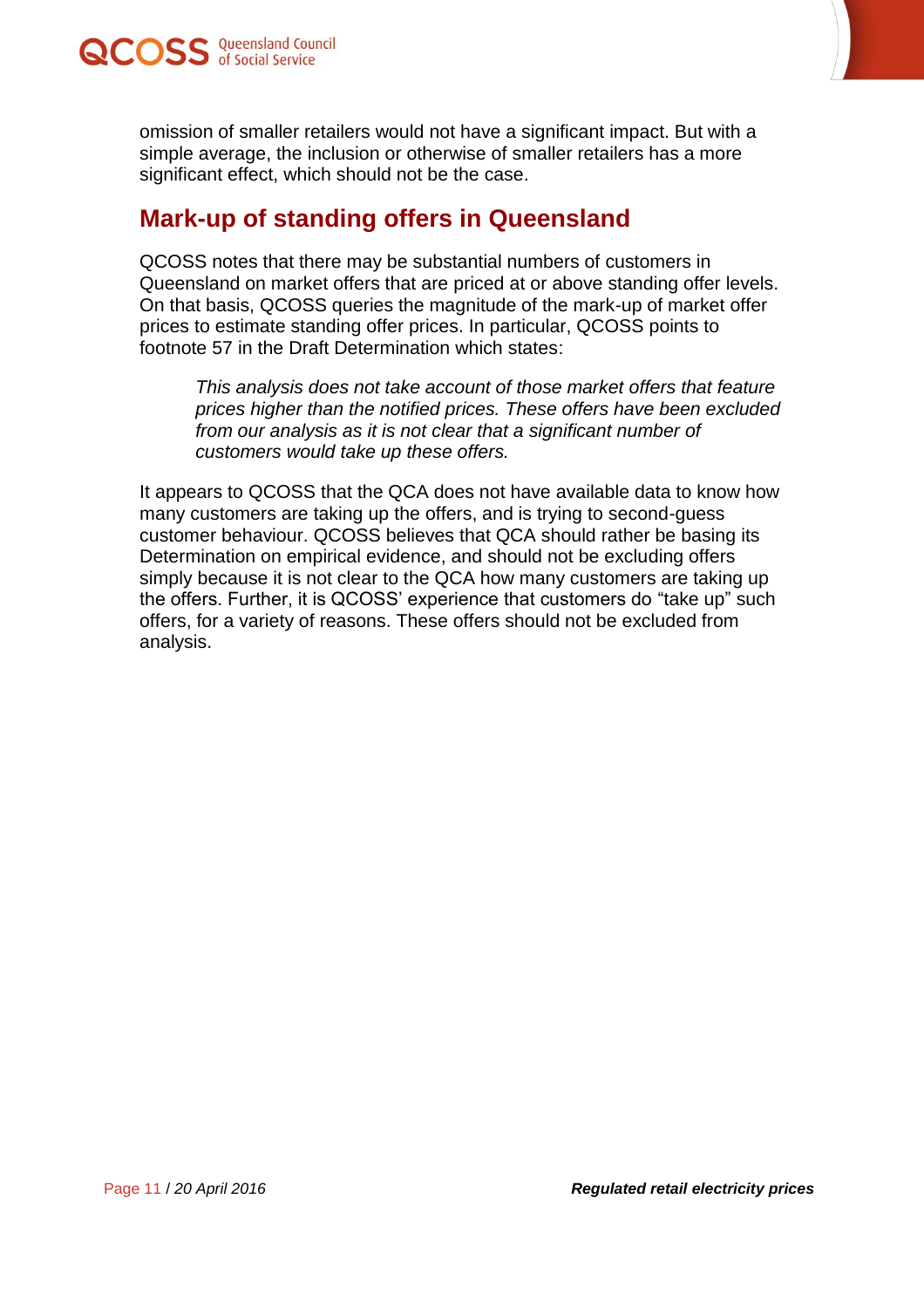omission of smaller retailers would not have a significant impact. But with a simple average, the inclusion or otherwise of smaller retailers has a more significant effect, which should not be the case.

## Mark-up of standing offers in Queensland

QCOSS notes that there may be substantial numbers of customers in Queensland on market offers that are priced at or above standing offer levels. On that basis, QCOSS queries the magnitude of the mark-up of market offer prices to estimate standing offer prices. In particular, QCOSS points to footnote 57 in the Draft Determination which states:

> *This analysis does not take account of those market offers that feature prices higher than the notified prices. These offers have been excluded from our analysis as it is not clear that a significant number of customers would take up these offers.*

It appears to QCOSS that the QCA does not have available data to know how many customers are taking up the offers, and is trying to second-guess customer behaviour. QCOSS believes that QCA should rather be basing its Determination on empirical evidence, and should not be excluding offers simply because it is not clear to the QCA how many customers are taking up the offers. Further, it is QCOSS' experience that customers do "take up" such offers, for a variety of reasons. These offers should not be excluded from analysis.